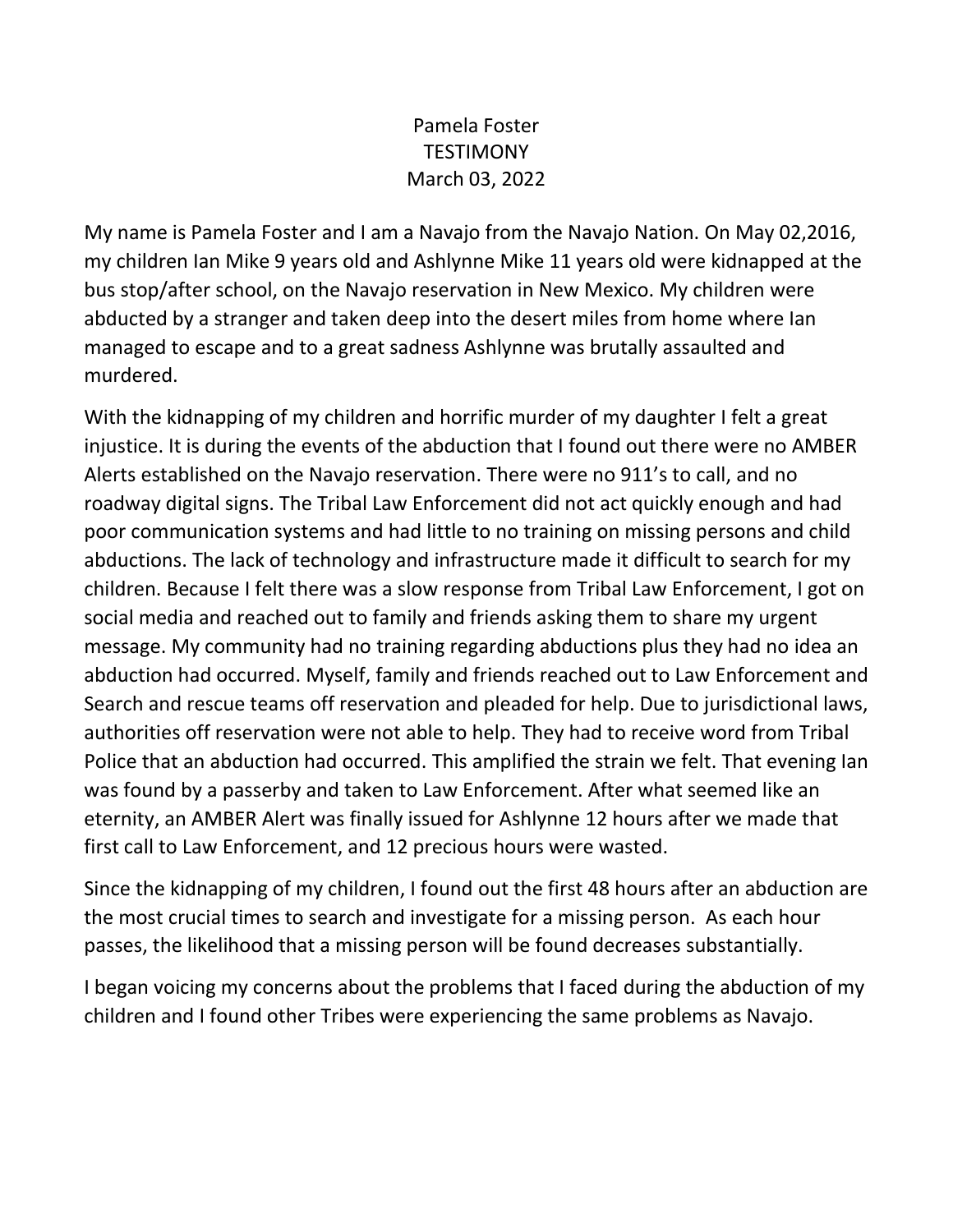Pamela Foster
TESTIMONY
March 03, 2022

My name is Pamela Foster and I am a Navajo from the Navajo Nation. On May 02,2016, my children Ian Mike 9 years old and Ashlynne Mike 11 years old were kidnapped at the bus stop/after school, on the Navajo reservation in New Mexico. My children were abducted by a stranger and taken deep into the desert miles from home where Ian managed to escape and to a great sadness Ashlynne was brutally assaulted and murdered.

With the kidnapping of my children and horrific murder of my daughter I felt a great injustice. It is during the events of the abduction that I found out there were no AMBER Alerts established on the Navajo reservation. There were no 911's to call, and no roadway digital signs. The Tribal Law Enforcement did not act quickly enough and had poor communication systems and had little to no training on missing persons and child abductions. The lack of technology and infrastructure made it difficult to search for my children. Because I felt there was a slow response from Tribal Law Enforcement, I got on social media and reached out to family and friends asking them to share my urgent message. My community had no training regarding abductions plus they had no idea an abduction had occurred. Myself, family and friends reached out to Law Enforcement and Search and rescue teams off reservation and pleaded for help. Due to jurisdictional laws, authorities off reservation were not able to help. They had to receive word from Tribal Police that an abduction had occurred. This amplified the strain we felt. That evening Ian was found by a passerby and taken to Law Enforcement. After what seemed like an eternity, an AMBER Alert was finally issued for Ashlynne 12 hours after we made that first call to Law Enforcement, and 12 precious hours were wasted.

Since the kidnapping of my children, I found out the first 48 hours after an abduction are the most crucial times to search and investigate for a missing person. As each hour passes, the likelihood that a missing person will be found decreases substantially.

I began voicing my concerns about the problems that I faced during the abduction of my children and I found other Tribes were experiencing the same problems as Navajo.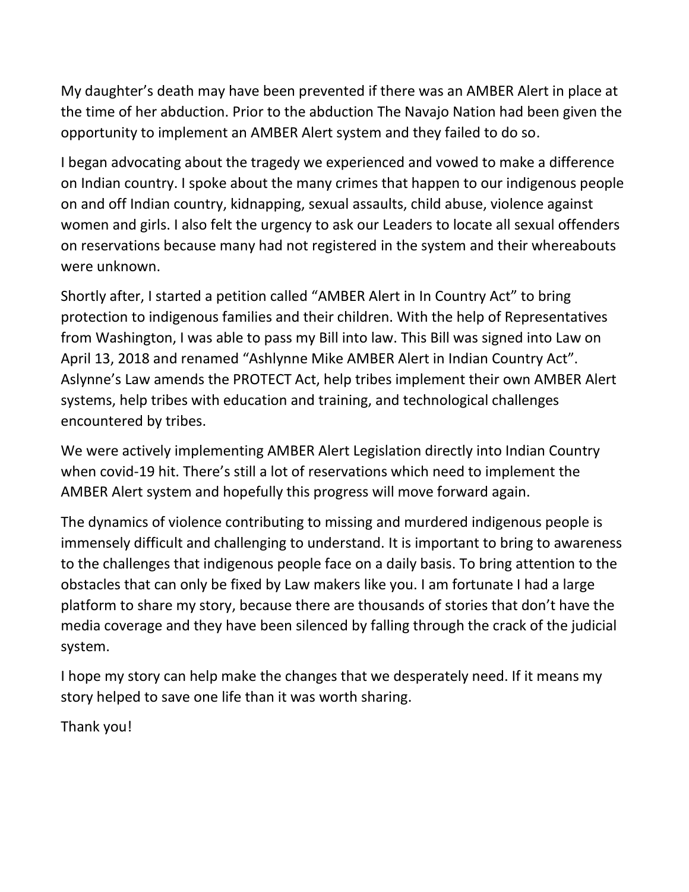My daughter's death may have been prevented if there was an AMBER Alert in place at the time of her abduction. Prior to the abduction The Navajo Nation had been given the opportunity to implement an AMBER Alert system and they failed to do so.

I began advocating about the tragedy we experienced and vowed to make a difference on Indian country. I spoke about the many crimes that happen to our indigenous people on and off Indian country, kidnapping, sexual assaults, child abuse, violence against women and girls. I also felt the urgency to ask our Leaders to locate all sexual offenders on reservations because many had not registered in the system and their whereabouts were unknown.

Shortly after, I started a petition called "AMBER Alert in In Country Act" to bring protection to indigenous families and their children. With the help of Representatives from Washington, I was able to pass my Bill into law. This Bill was signed into Law on April 13, 2018 and renamed "Ashlynne Mike AMBER Alert in Indian Country Act". Aslynne's Law amends the PROTECT Act, help tribes implement their own AMBER Alert systems, help tribes with education and training, and technological challenges encountered by tribes.

We were actively implementing AMBER Alert Legislation directly into Indian Country when covid-19 hit. There's still a lot of reservations which need to implement the AMBER Alert system and hopefully this progress will move forward again.

The dynamics of violence contributing to missing and murdered indigenous people is immensely difficult and challenging to understand. It is important to bring to awareness to the challenges that indigenous people face on a daily basis. To bring attention to the obstacles that can only be fixed by Law makers like you. I am fortunate I had a large platform to share my story, because there are thousands of stories that don't have the media coverage and they have been silenced by falling through the crack of the judicial system.

I hope my story can help make the changes that we desperately need. If it means my story helped to save one life than it was worth sharing.

Thank you!